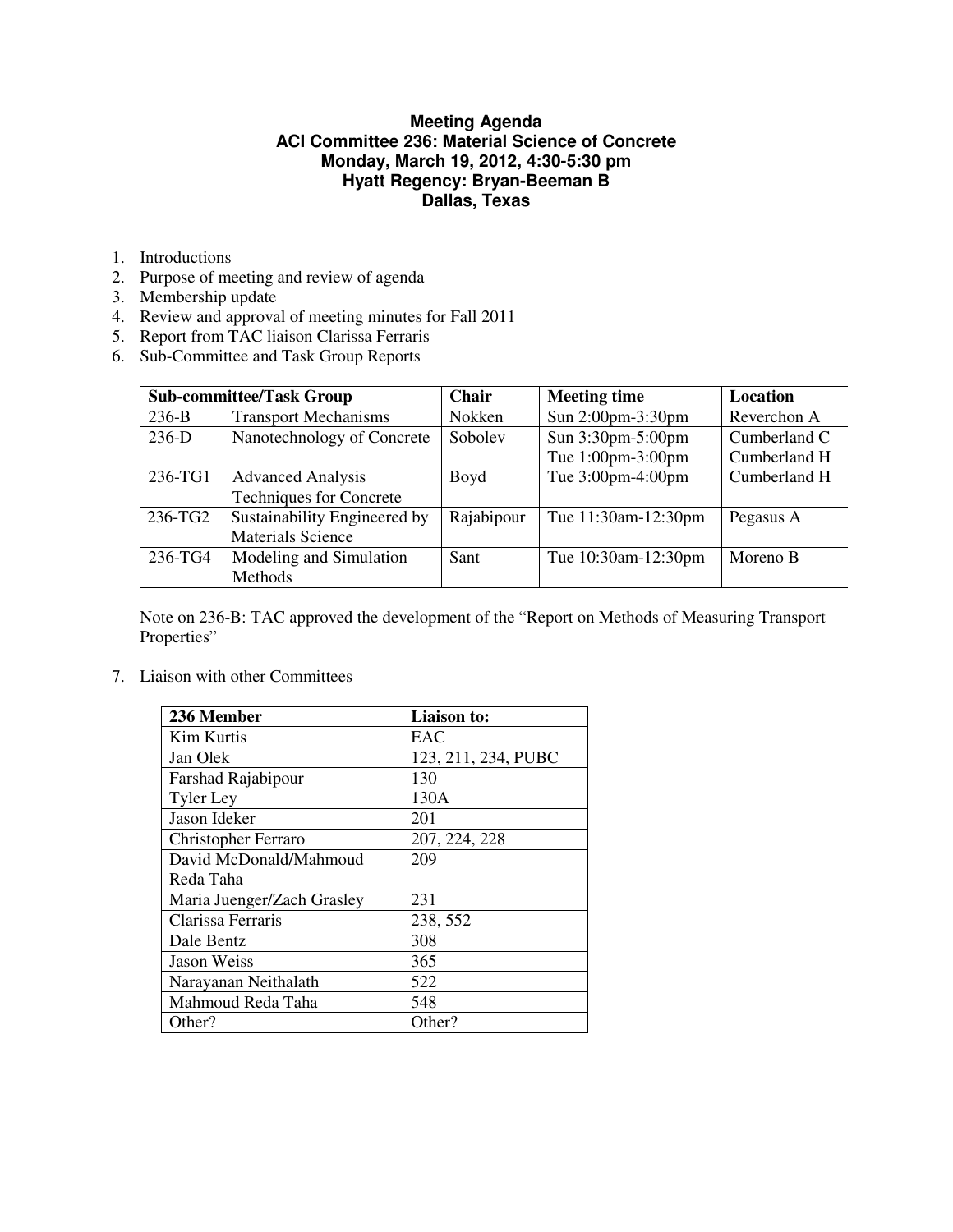# Meeting Agenda

## ACI Committee 236: Material Science of Concrete

**Monday, March 19, 2012, 4:30-5:30 pm**

**Hyatt Regency: Bryan-Beeman B**

**Dallas, Texas**

1. Introductions
2. Purpose of meeting and review of agenda
3. Membership update
4. Review and approval of meeting minutes for Fall 2011
5. Report from TAC liaison Clarissa Ferraris
6. Sub-Committee and Task Group Reports

| Sub-committee/Task Group | | Chair | Meeting time | Location |
|---|---|---|---|---|
| 236-B | Transport Mechanisms | Nokken | Sun 2:00pm-3:30pm | Reverchon A |
| 236-D | Nanotechnology of Concrete | Sobolev | Sun 3:30pm-5:00pm<br>Tue 1:00pm-3:00pm | Cumberland C<br>Cumberland H |
| 236-TG1 | Advanced Analysis Techniques for Concrete | Boyd | Tue 3:00pm-4:00pm | Cumberland H |
| 236-TG2 | Sustainability Engineered by Materials Science | Rajabipour | Tue 11:30am-12:30pm | Pegasus A |
| 236-TG4 | Modeling and Simulation Methods | Sant | Tue 10:30am-12:30pm | Moreno B |

Note on 236-B: TAC approved the development of the "Report on Methods of Measuring Transport Properties"

7. Liaison with other Committees

| 236 Member | Liaison to: |
|---|---|
| Kim Kurtis | EAC |
| Jan Olek | 123, 211, 234, PUBC |
| Farshad Rajabipour | 130 |
| Tyler Ley | 130A |
| Jason Ideker | 201 |
| Christopher Ferraro | 207, 224, 228 |
| David McDonald/Mahmoud Reda Taha | 209 |
| Maria Juenger/Zach Grasley | 231 |
| Clarissa Ferraris | 238, 552 |
| Dale Bentz | 308 |
| Jason Weiss | 365 |
| Narayanan Neithalath | 522 |
| Mahmoud Reda Taha | 548 |
| Other? | Other? |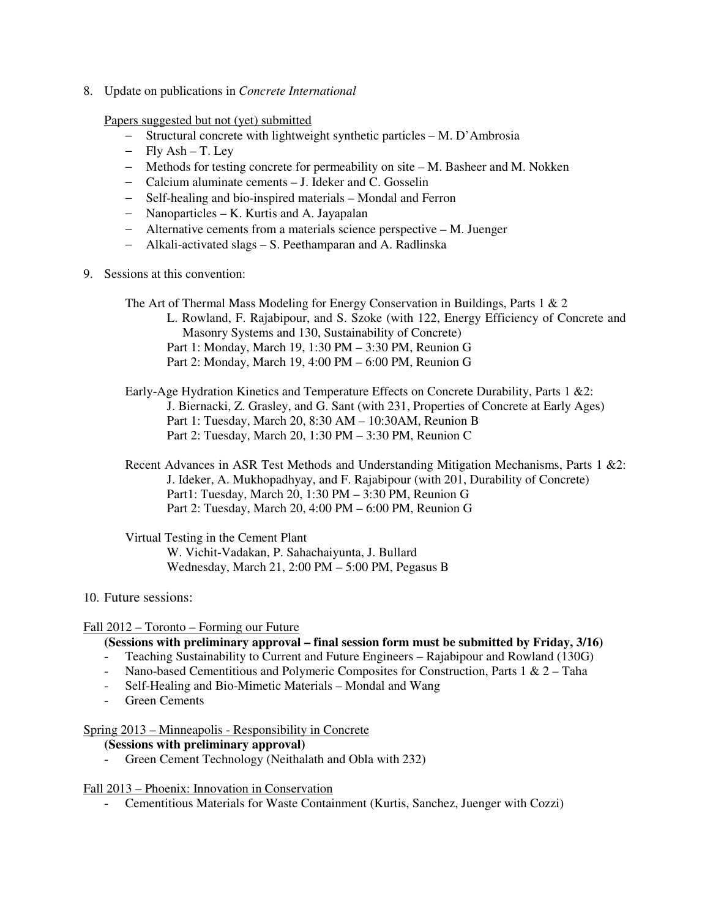8. Update on publications in *Concrete International*

   <u>Papers suggested but not (yet) submitted</u>

   - Structural concrete with lightweight synthetic particles – M. D'Ambrosia
   - Fly Ash – T. Ley
   - Methods for testing concrete for permeability on site – M. Basheer and M. Nokken
   - Calcium aluminate cements – J. Ideker and C. Gosselin
   - Self-healing and bio-inspired materials – Mondal and Ferron
   - Nanoparticles – K. Kurtis and A. Jayapalan
   - Alternative cements from a materials science perspective – M. Juenger
   - Alkali-activated slags – S. Peethamparan and A. Radlinska

9. Sessions at this convention:

   The Art of Thermal Mass Modeling for Energy Conservation in Buildings, Parts 1 & 2
   L. Rowland, F. Rajabipour, and S. Szoke (with 122, Energy Efficiency of Concrete and Masonry Systems and 130, Sustainability of Concrete)
   Part 1: Monday, March 19, 1:30 PM – 3:30 PM, Reunion G
   Part 2: Monday, March 19, 4:00 PM – 6:00 PM, Reunion G

   Early-Age Hydration Kinetics and Temperature Effects on Concrete Durability, Parts 1 &2:
   J. Biernacki, Z. Grasley, and G. Sant (with 231, Properties of Concrete at Early Ages)
   Part 1: Tuesday, March 20, 8:30 AM – 10:30AM, Reunion B
   Part 2: Tuesday, March 20, 1:30 PM – 3:30 PM, Reunion C

   Recent Advances in ASR Test Methods and Understanding Mitigation Mechanisms, Parts 1 &2:
   J. Ideker, A. Mukhopadhyay, and F. Rajabipour (with 201, Durability of Concrete)
   Part1: Tuesday, March 20, 1:30 PM – 3:30 PM, Reunion G
   Part 2: Tuesday, March 20, 4:00 PM – 6:00 PM, Reunion G

   Virtual Testing in the Cement Plant
   W. Vichit-Vadakan, P. Sahachaiyunta, J. Bullard
   Wednesday, March 21, 2:00 PM – 5:00 PM, Pegasus B

10. Future sessions:

<u>Fall 2012 – Toronto – Forming our Future</u>

**(Sessions with preliminary approval – final session form must be submitted by Friday, 3/16)**

- Teaching Sustainability to Current and Future Engineers – Rajabipour and Rowland (130G)
- Nano-based Cementitious and Polymeric Composites for Construction, Parts 1 & 2 – Taha
- Self-Healing and Bio-Mimetic Materials – Mondal and Wang
- Green Cements

<u>Spring 2013 – Minneapolis - Responsibility in Concrete</u>

**(Sessions with preliminary approval)**

- Green Cement Technology (Neithalath and Obla with 232)

<u>Fall 2013 – Phoenix: Innovation in Conservation</u>

- Cementitious Materials for Waste Containment (Kurtis, Sanchez, Juenger with Cozzi)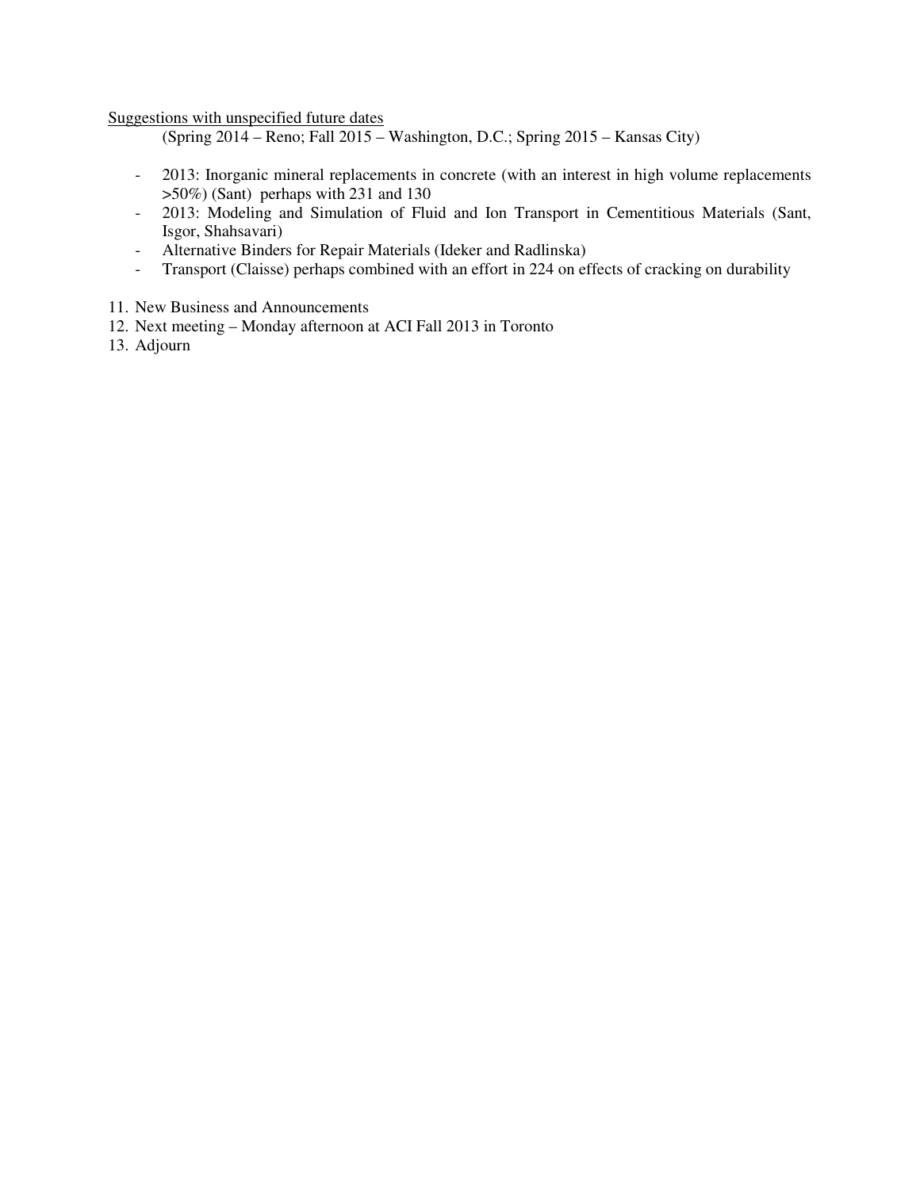Suggestions with unspecified future dates

(Spring 2014 – Reno; Fall 2015 – Washington, D.C.; Spring 2015 – Kansas City)

- 2013: Inorganic mineral replacements in concrete (with an interest in high volume replacements >50%) (Sant) perhaps with 231 and 130
- 2013: Modeling and Simulation of Fluid and Ion Transport in Cementitious Materials (Sant, Isgor, Shahsavari)
- Alternative Binders for Repair Materials (Ideker and Radlinska)
- Transport (Claisse) perhaps combined with an effort in 224 on effects of cracking on durability

11. New Business and Announcements
12. Next meeting – Monday afternoon at ACI Fall 2013 in Toronto
13. Adjourn